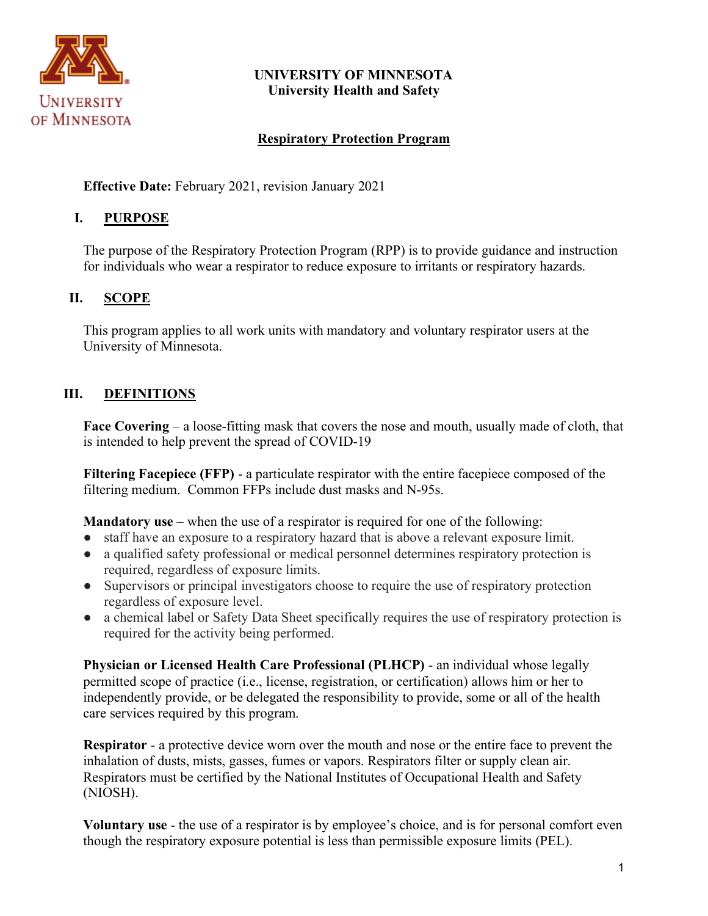**UNIVERSITY OF MINNESOTA**
**University Health and Safety**

# Respiratory Protection Program

**Effective Date:** February 2021, revision January 2021

## I. PURPOSE

The purpose of the Respiratory Protection Program (RPP) is to provide guidance and instruction for individuals who wear a respirator to reduce exposure to irritants or respiratory hazards.

## II. SCOPE

This program applies to all work units with mandatory and voluntary respirator users at the University of Minnesota.

## III. DEFINITIONS

**Face Covering** – a loose-fitting mask that covers the nose and mouth, usually made of cloth, that is intended to help prevent the spread of COVID-19

**Filtering Facepiece (FFP)** - a particulate respirator with the entire facepiece composed of the filtering medium. Common FFPs include dust masks and N-95s.

**Mandatory use** – when the use of a respirator is required for one of the following:

- staff have an exposure to a respiratory hazard that is above a relevant exposure limit.
- a qualified safety professional or medical personnel determines respiratory protection is required, regardless of exposure limits.
- Supervisors or principal investigators choose to require the use of respiratory protection regardless of exposure level.
- a chemical label or Safety Data Sheet specifically requires the use of respiratory protection is required for the activity being performed.

**Physician or Licensed Health Care Professional (PLHCP)** - an individual whose legally permitted scope of practice (i.e., license, registration, or certification) allows him or her to independently provide, or be delegated the responsibility to provide, some or all of the health care services required by this program.

**Respirator** - a protective device worn over the mouth and nose or the entire face to prevent the inhalation of dusts, mists, gasses, fumes or vapors. Respirators filter or supply clean air. Respirators must be certified by the National Institutes of Occupational Health and Safety (NIOSH).

**Voluntary use** - the use of a respirator is by employee's choice, and is for personal comfort even though the respiratory exposure potential is less than permissible exposure limits (PEL).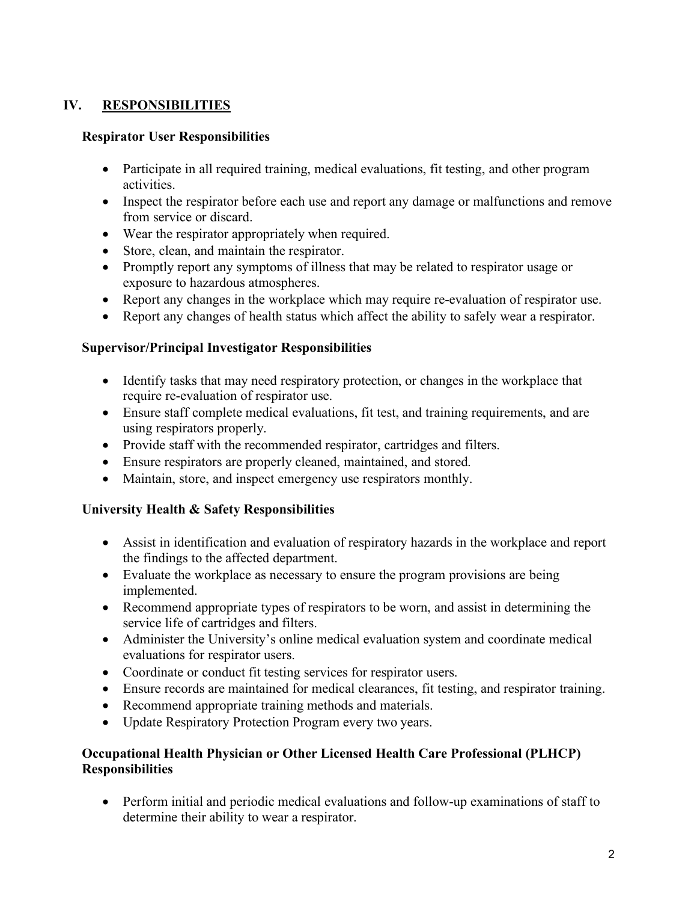## IV. RESPONSIBILITIES

### Respirator User Responsibilities

- Participate in all required training, medical evaluations, fit testing, and other program activities.
- Inspect the respirator before each use and report any damage or malfunctions and remove from service or discard.
- Wear the respirator appropriately when required.
- Store, clean, and maintain the respirator.
- Promptly report any symptoms of illness that may be related to respirator usage or exposure to hazardous atmospheres.
- Report any changes in the workplace which may require re-evaluation of respirator use.
- Report any changes of health status which affect the ability to safely wear a respirator.

### Supervisor/Principal Investigator Responsibilities

- Identify tasks that may need respiratory protection, or changes in the workplace that require re-evaluation of respirator use.
- Ensure staff complete medical evaluations, fit test, and training requirements, and are using respirators properly.
- Provide staff with the recommended respirator, cartridges and filters.
- Ensure respirators are properly cleaned, maintained, and stored.
- Maintain, store, and inspect emergency use respirators monthly.

### University Health & Safety Responsibilities

- Assist in identification and evaluation of respiratory hazards in the workplace and report the findings to the affected department.
- Evaluate the workplace as necessary to ensure the program provisions are being implemented.
- Recommend appropriate types of respirators to be worn, and assist in determining the service life of cartridges and filters.
- Administer the University's online medical evaluation system and coordinate medical evaluations for respirator users.
- Coordinate or conduct fit testing services for respirator users.
- Ensure records are maintained for medical clearances, fit testing, and respirator training.
- Recommend appropriate training methods and materials.
- Update Respiratory Protection Program every two years.

### Occupational Health Physician or Other Licensed Health Care Professional (PLHCP) Responsibilities

- Perform initial and periodic medical evaluations and follow-up examinations of staff to determine their ability to wear a respirator.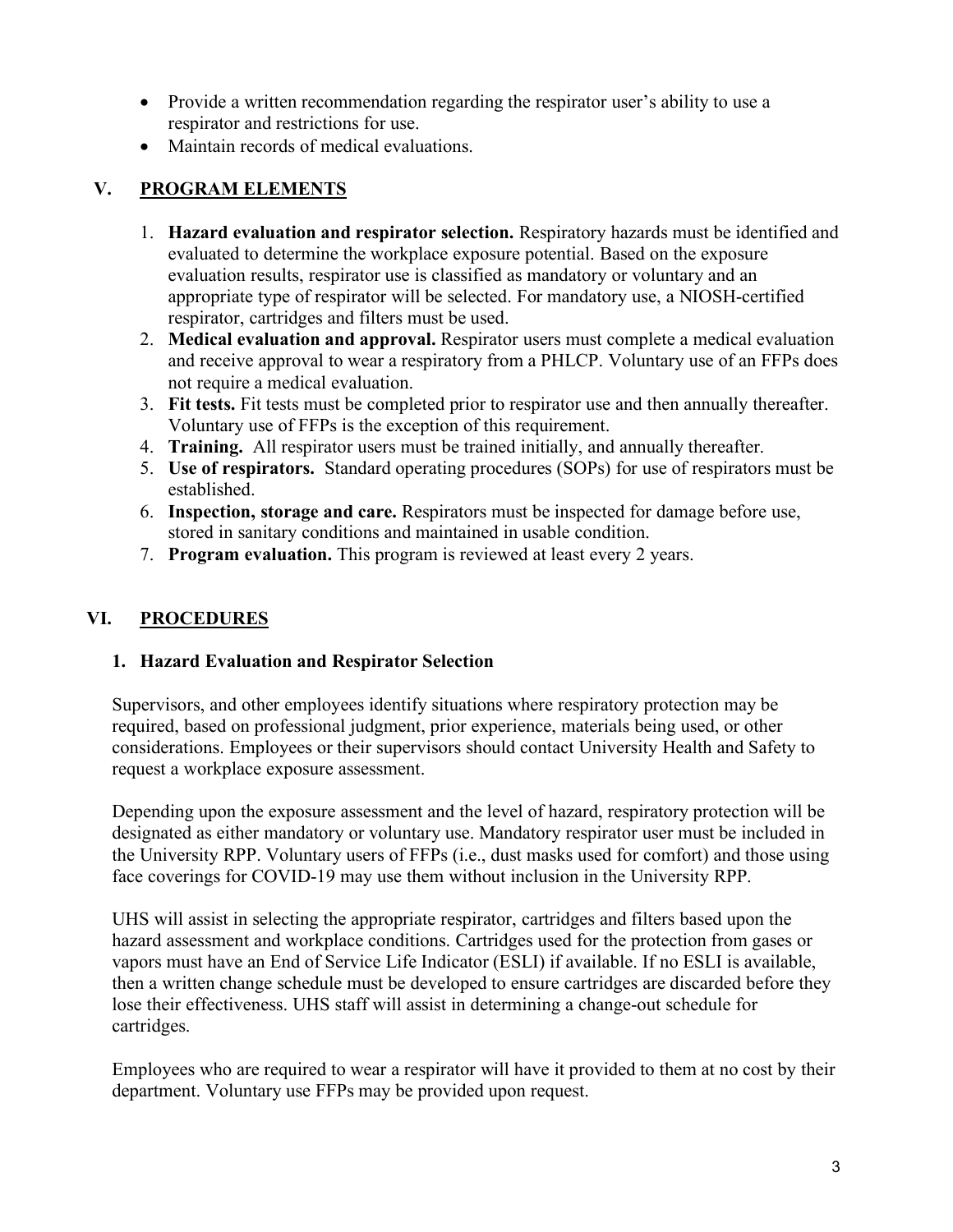- Provide a written recommendation regarding the respirator user's ability to use a respirator and restrictions for use.
- Maintain records of medical evaluations.

## V. PROGRAM ELEMENTS

1. **Hazard evaluation and respirator selection.** Respiratory hazards must be identified and evaluated to determine the workplace exposure potential. Based on the exposure evaluation results, respirator use is classified as mandatory or voluntary and an appropriate type of respirator will be selected. For mandatory use, a NIOSH-certified respirator, cartridges and filters must be used.
2. **Medical evaluation and approval.** Respirator users must complete a medical evaluation and receive approval to wear a respiratory from a PHLCP. Voluntary use of an FFPs does not require a medical evaluation.
3. **Fit tests.** Fit tests must be completed prior to respirator use and then annually thereafter. Voluntary use of FFPs is the exception of this requirement.
4. **Training.** All respirator users must be trained initially, and annually thereafter.
5. **Use of respirators.** Standard operating procedures (SOPs) for use of respirators must be established.
6. **Inspection, storage and care.** Respirators must be inspected for damage before use, stored in sanitary conditions and maintained in usable condition.
7. **Program evaluation.** This program is reviewed at least every 2 years.

## VI. PROCEDURES

### 1. Hazard Evaluation and Respirator Selection

Supervisors, and other employees identify situations where respiratory protection may be required, based on professional judgment, prior experience, materials being used, or other considerations. Employees or their supervisors should contact University Health and Safety to request a workplace exposure assessment.

Depending upon the exposure assessment and the level of hazard, respiratory protection will be designated as either mandatory or voluntary use. Mandatory respirator user must be included in the University RPP. Voluntary users of FFPs (i.e., dust masks used for comfort) and those using face coverings for COVID-19 may use them without inclusion in the University RPP.

UHS will assist in selecting the appropriate respirator, cartridges and filters based upon the hazard assessment and workplace conditions. Cartridges used for the protection from gases or vapors must have an End of Service Life Indicator (ESLI) if available. If no ESLI is available, then a written change schedule must be developed to ensure cartridges are discarded before they lose their effectiveness. UHS staff will assist in determining a change-out schedule for cartridges.

Employees who are required to wear a respirator will have it provided to them at no cost by their department. Voluntary use FFPs may be provided upon request.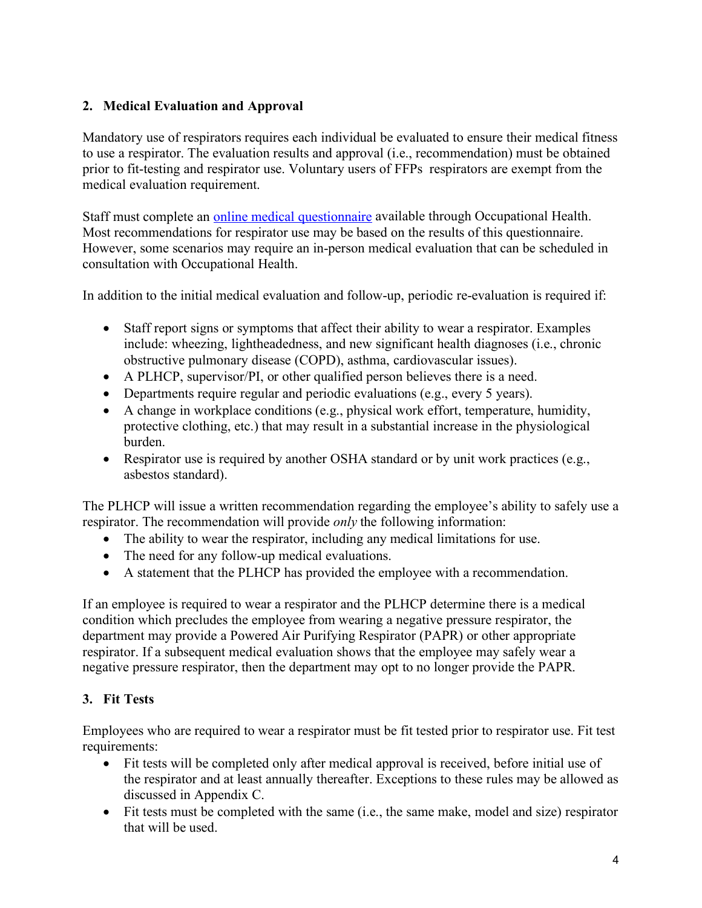## 2. Medical Evaluation and Approval

Mandatory use of respirators requires each individual be evaluated to ensure their medical fitness to use a respirator. The evaluation results and approval (i.e., recommendation) must be obtained prior to fit-testing and respirator use. Voluntary users of FFPs respirators are exempt from the medical evaluation requirement.

Staff must complete an [online medical questionnaire]() available through Occupational Health. Most recommendations for respirator use may be based on the results of this questionnaire. However, some scenarios may require an in-person medical evaluation that can be scheduled in consultation with Occupational Health.

In addition to the initial medical evaluation and follow-up, periodic re-evaluation is required if:

- Staff report signs or symptoms that affect their ability to wear a respirator. Examples include: wheezing, lightheadedness, and new significant health diagnoses (i.e., chronic obstructive pulmonary disease (COPD), asthma, cardiovascular issues).
- A PLHCP, supervisor/PI, or other qualified person believes there is a need.
- Departments require regular and periodic evaluations (e.g., every 5 years).
- A change in workplace conditions (e.g., physical work effort, temperature, humidity, protective clothing, etc.) that may result in a substantial increase in the physiological burden.
- Respirator use is required by another OSHA standard or by unit work practices (e.g., asbestos standard).

The PLHCP will issue a written recommendation regarding the employee's ability to safely use a respirator. The recommendation will provide *only* the following information:

- The ability to wear the respirator, including any medical limitations for use.
- The need for any follow-up medical evaluations.
- A statement that the PLHCP has provided the employee with a recommendation.

If an employee is required to wear a respirator and the PLHCP determine there is a medical condition which precludes the employee from wearing a negative pressure respirator, the department may provide a Powered Air Purifying Respirator (PAPR) or other appropriate respirator. If a subsequent medical evaluation shows that the employee may safely wear a negative pressure respirator, then the department may opt to no longer provide the PAPR.

## 3. Fit Tests

Employees who are required to wear a respirator must be fit tested prior to respirator use. Fit test requirements:

- Fit tests will be completed only after medical approval is received, before initial use of the respirator and at least annually thereafter. Exceptions to these rules may be allowed as discussed in Appendix C.
- Fit tests must be completed with the same (i.e., the same make, model and size) respirator that will be used.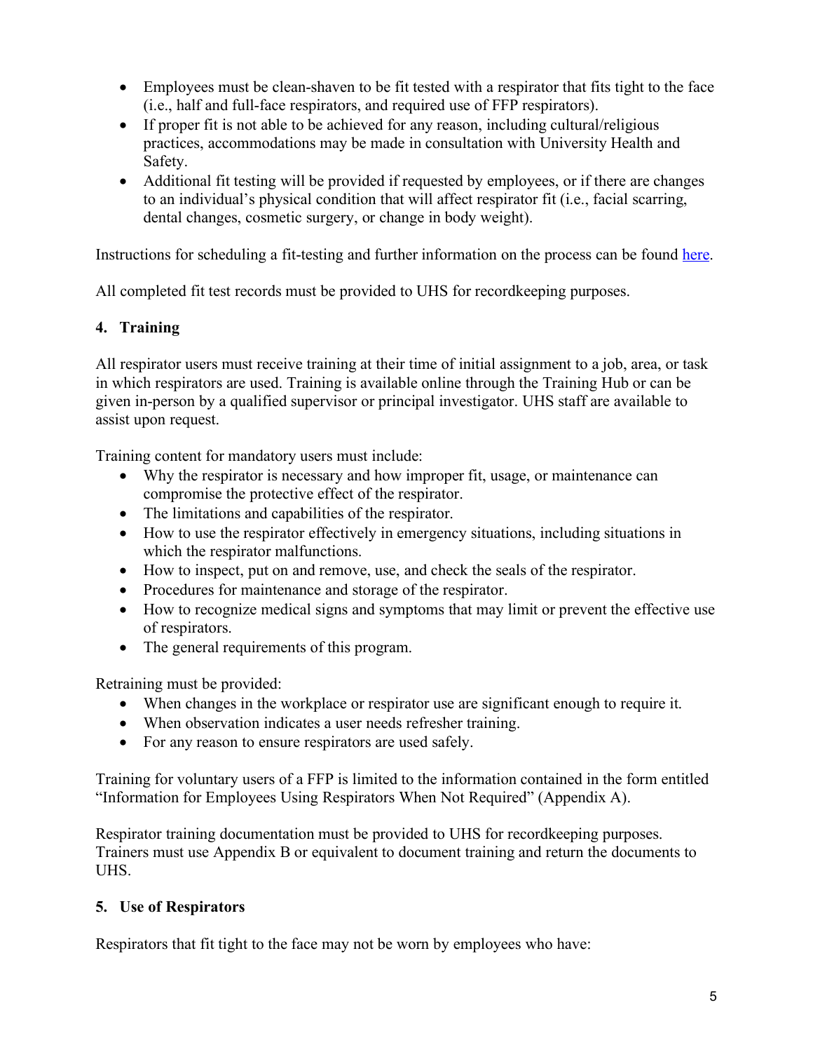- Employees must be clean-shaven to be fit tested with a respirator that fits tight to the face (i.e., half and full-face respirators, and required use of FFP respirators).
- If proper fit is not able to be achieved for any reason, including cultural/religious practices, accommodations may be made in consultation with University Health and Safety.
- Additional fit testing will be provided if requested by employees, or if there are changes to an individual's physical condition that will affect respirator fit (i.e., facial scarring, dental changes, cosmetic surgery, or change in body weight).

Instructions for scheduling a fit-testing and further information on the process can be found here.

All completed fit test records must be provided to UHS for recordkeeping purposes.

## 4. Training

All respirator users must receive training at their time of initial assignment to a job, area, or task in which respirators are used. Training is available online through the Training Hub or can be given in-person by a qualified supervisor or principal investigator. UHS staff are available to assist upon request.

Training content for mandatory users must include:

- Why the respirator is necessary and how improper fit, usage, or maintenance can compromise the protective effect of the respirator.
- The limitations and capabilities of the respirator.
- How to use the respirator effectively in emergency situations, including situations in which the respirator malfunctions.
- How to inspect, put on and remove, use, and check the seals of the respirator.
- Procedures for maintenance and storage of the respirator.
- How to recognize medical signs and symptoms that may limit or prevent the effective use of respirators.
- The general requirements of this program.

Retraining must be provided:

- When changes in the workplace or respirator use are significant enough to require it.
- When observation indicates a user needs refresher training.
- For any reason to ensure respirators are used safely.

Training for voluntary users of a FFP is limited to the information contained in the form entitled "Information for Employees Using Respirators When Not Required" (Appendix A).

Respirator training documentation must be provided to UHS for recordkeeping purposes. Trainers must use Appendix B or equivalent to document training and return the documents to UHS.

## 5. Use of Respirators

Respirators that fit tight to the face may not be worn by employees who have: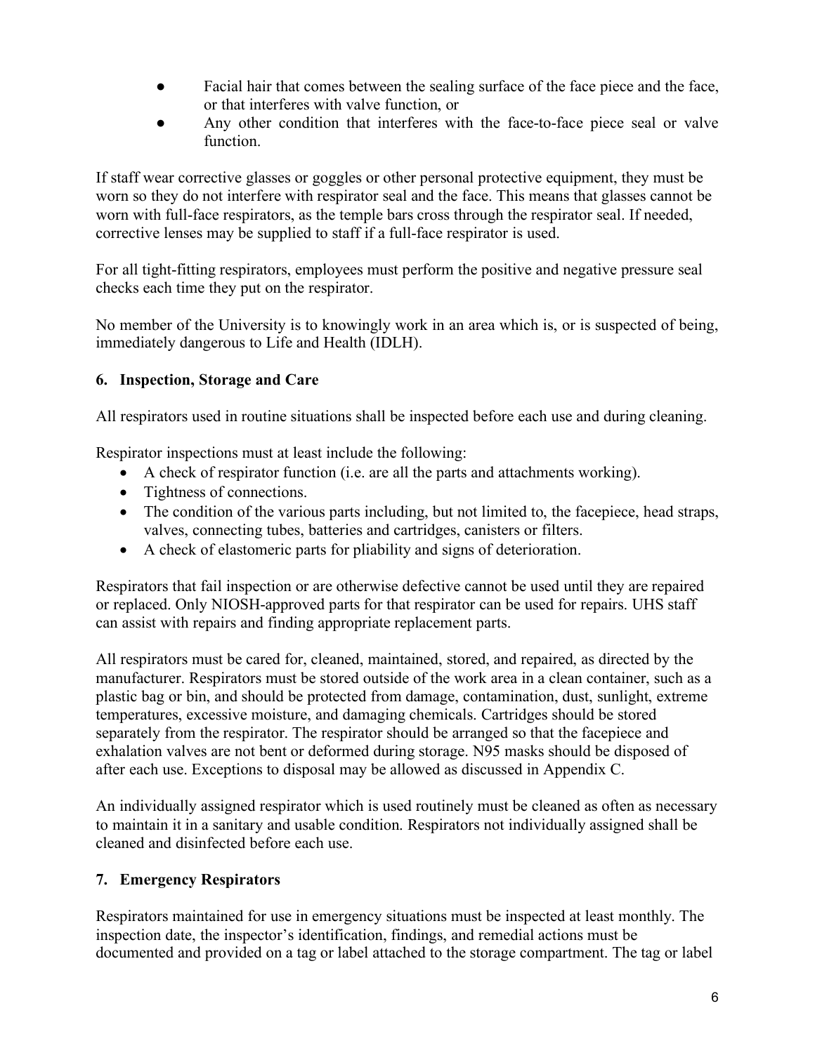- Facial hair that comes between the sealing surface of the face piece and the face, or that interferes with valve function, or
- Any other condition that interferes with the face-to-face piece seal or valve function.

If staff wear corrective glasses or goggles or other personal protective equipment, they must be worn so they do not interfere with respirator seal and the face. This means that glasses cannot be worn with full-face respirators, as the temple bars cross through the respirator seal. If needed, corrective lenses may be supplied to staff if a full-face respirator is used.

For all tight-fitting respirators, employees must perform the positive and negative pressure seal checks each time they put on the respirator.

No member of the University is to knowingly work in an area which is, or is suspected of being, immediately dangerous to Life and Health (IDLH).

**6. Inspection, Storage and Care**

All respirators used in routine situations shall be inspected before each use and during cleaning.

Respirator inspections must at least include the following:

- A check of respirator function (i.e. are all the parts and attachments working).
- Tightness of connections.
- The condition of the various parts including, but not limited to, the facepiece, head straps, valves, connecting tubes, batteries and cartridges, canisters or filters.
- A check of elastomeric parts for pliability and signs of deterioration.

Respirators that fail inspection or are otherwise defective cannot be used until they are repaired or replaced. Only NIOSH-approved parts for that respirator can be used for repairs. UHS staff can assist with repairs and finding appropriate replacement parts.

All respirators must be cared for, cleaned, maintained, stored, and repaired, as directed by the manufacturer. Respirators must be stored outside of the work area in a clean container, such as a plastic bag or bin, and should be protected from damage, contamination, dust, sunlight, extreme temperatures, excessive moisture, and damaging chemicals. Cartridges should be stored separately from the respirator. The respirator should be arranged so that the facepiece and exhalation valves are not bent or deformed during storage. N95 masks should be disposed of after each use. Exceptions to disposal may be allowed as discussed in Appendix C.

An individually assigned respirator which is used routinely must be cleaned as often as necessary to maintain it in a sanitary and usable condition. Respirators not individually assigned shall be cleaned and disinfected before each use.

**7. Emergency Respirators**

Respirators maintained for use in emergency situations must be inspected at least monthly. The inspection date, the inspector's identification, findings, and remedial actions must be documented and provided on a tag or label attached to the storage compartment. The tag or label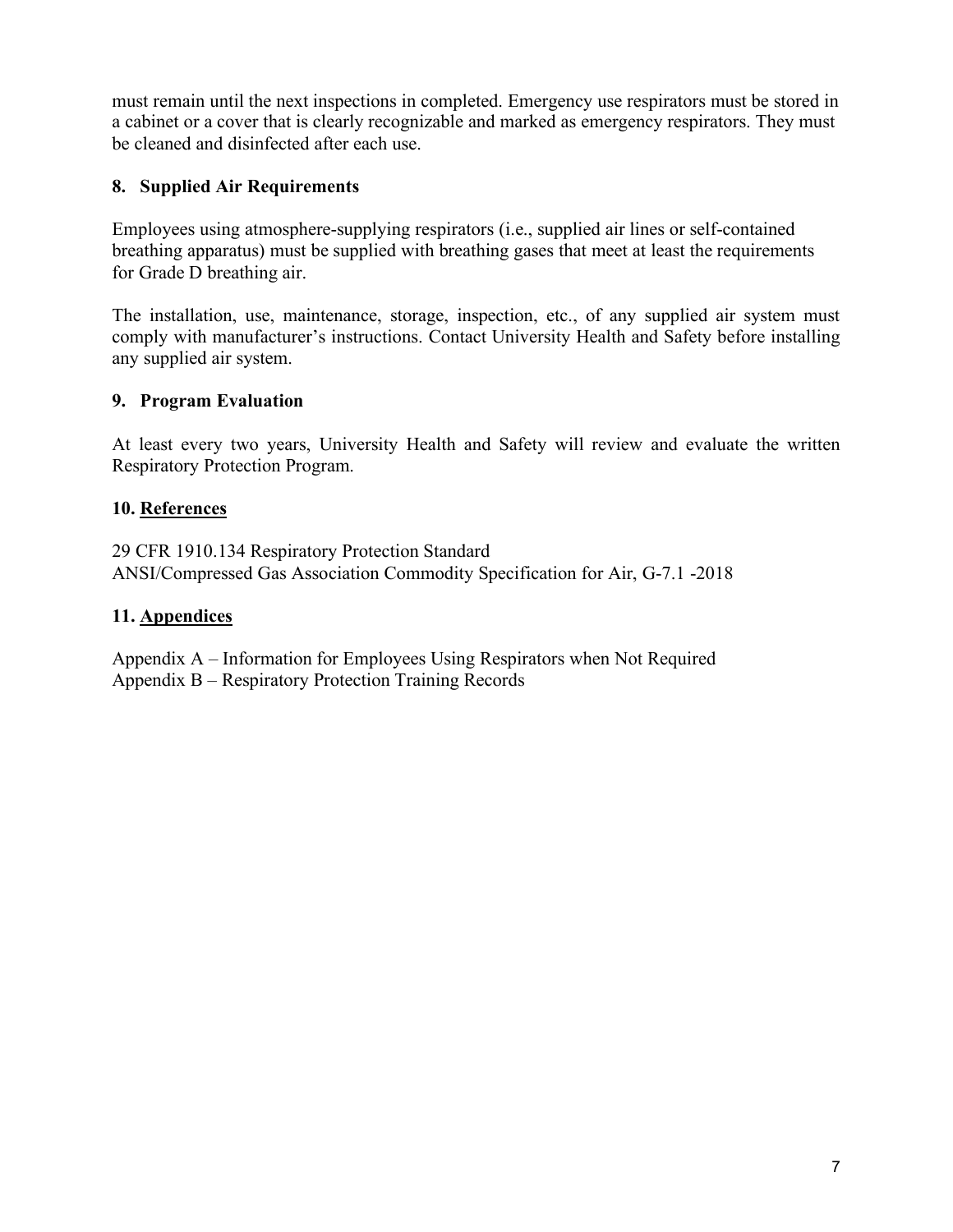must remain until the next inspections in completed. Emergency use respirators must be stored in a cabinet or a cover that is clearly recognizable and marked as emergency respirators. They must be cleaned and disinfected after each use.

## 8. Supplied Air Requirements

Employees using atmosphere-supplying respirators (i.e., supplied air lines or self-contained breathing apparatus) must be supplied with breathing gases that meet at least the requirements for Grade D breathing air.

The installation, use, maintenance, storage, inspection, etc., of any supplied air system must comply with manufacturer's instructions. Contact University Health and Safety before installing any supplied air system.

## 9. Program Evaluation

At least every two years, University Health and Safety will review and evaluate the written Respiratory Protection Program.

## 10. References

29 CFR 1910.134 Respiratory Protection Standard
ANSI/Compressed Gas Association Commodity Specification for Air, G-7.1 -2018

## 11. Appendices

Appendix A – Information for Employees Using Respirators when Not Required
Appendix B – Respiratory Protection Training Records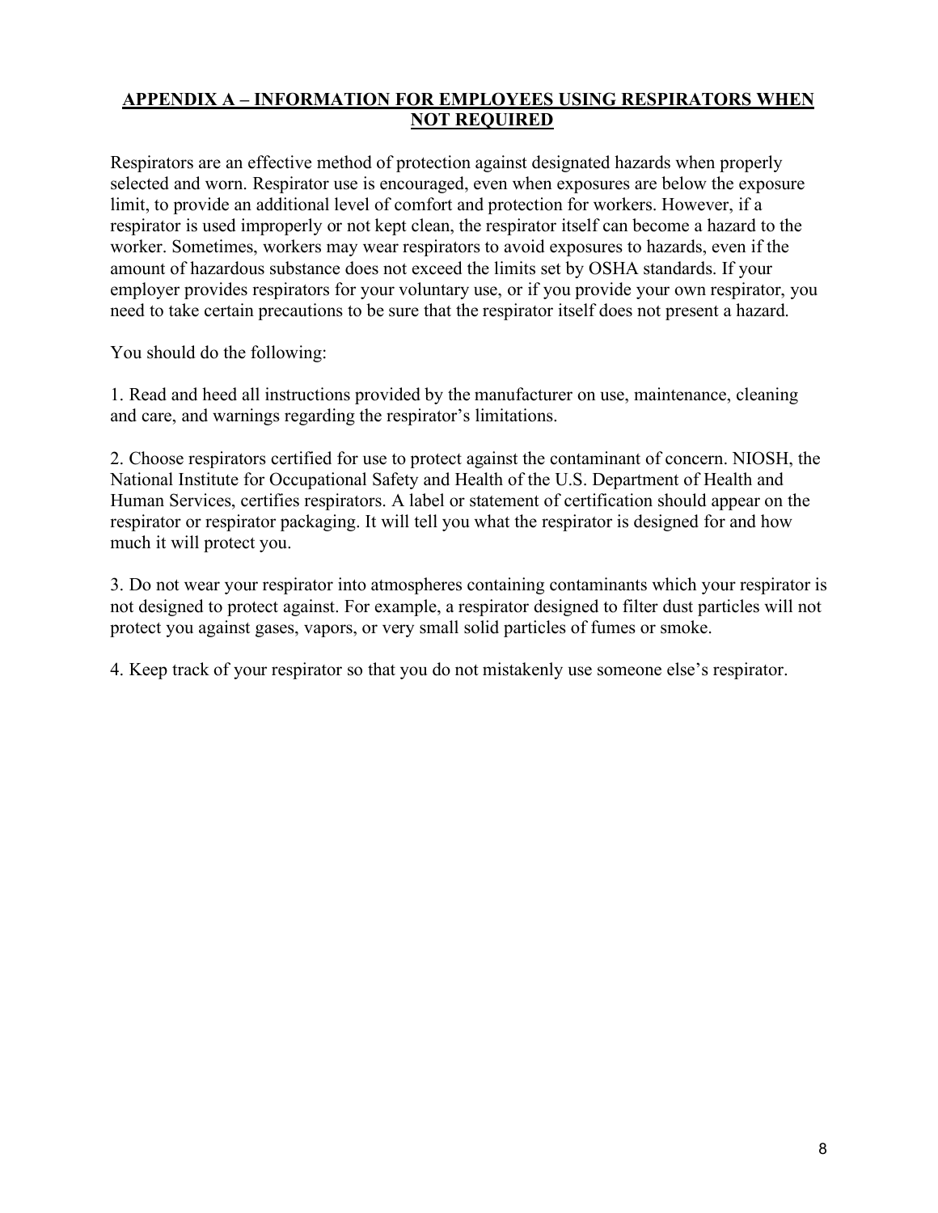## APPENDIX A – INFORMATION FOR EMPLOYEES USING RESPIRATORS WHEN NOT REQUIRED

Respirators are an effective method of protection against designated hazards when properly selected and worn. Respirator use is encouraged, even when exposures are below the exposure limit, to provide an additional level of comfort and protection for workers. However, if a respirator is used improperly or not kept clean, the respirator itself can become a hazard to the worker. Sometimes, workers may wear respirators to avoid exposures to hazards, even if the amount of hazardous substance does not exceed the limits set by OSHA standards. If your employer provides respirators for your voluntary use, or if you provide your own respirator, you need to take certain precautions to be sure that the respirator itself does not present a hazard.

You should do the following:

1. Read and heed all instructions provided by the manufacturer on use, maintenance, cleaning and care, and warnings regarding the respirator's limitations.

2. Choose respirators certified for use to protect against the contaminant of concern. NIOSH, the National Institute for Occupational Safety and Health of the U.S. Department of Health and Human Services, certifies respirators. A label or statement of certification should appear on the respirator or respirator packaging. It will tell you what the respirator is designed for and how much it will protect you.

3. Do not wear your respirator into atmospheres containing contaminants which your respirator is not designed to protect against. For example, a respirator designed to filter dust particles will not protect you against gases, vapors, or very small solid particles of fumes or smoke.

4. Keep track of your respirator so that you do not mistakenly use someone else's respirator.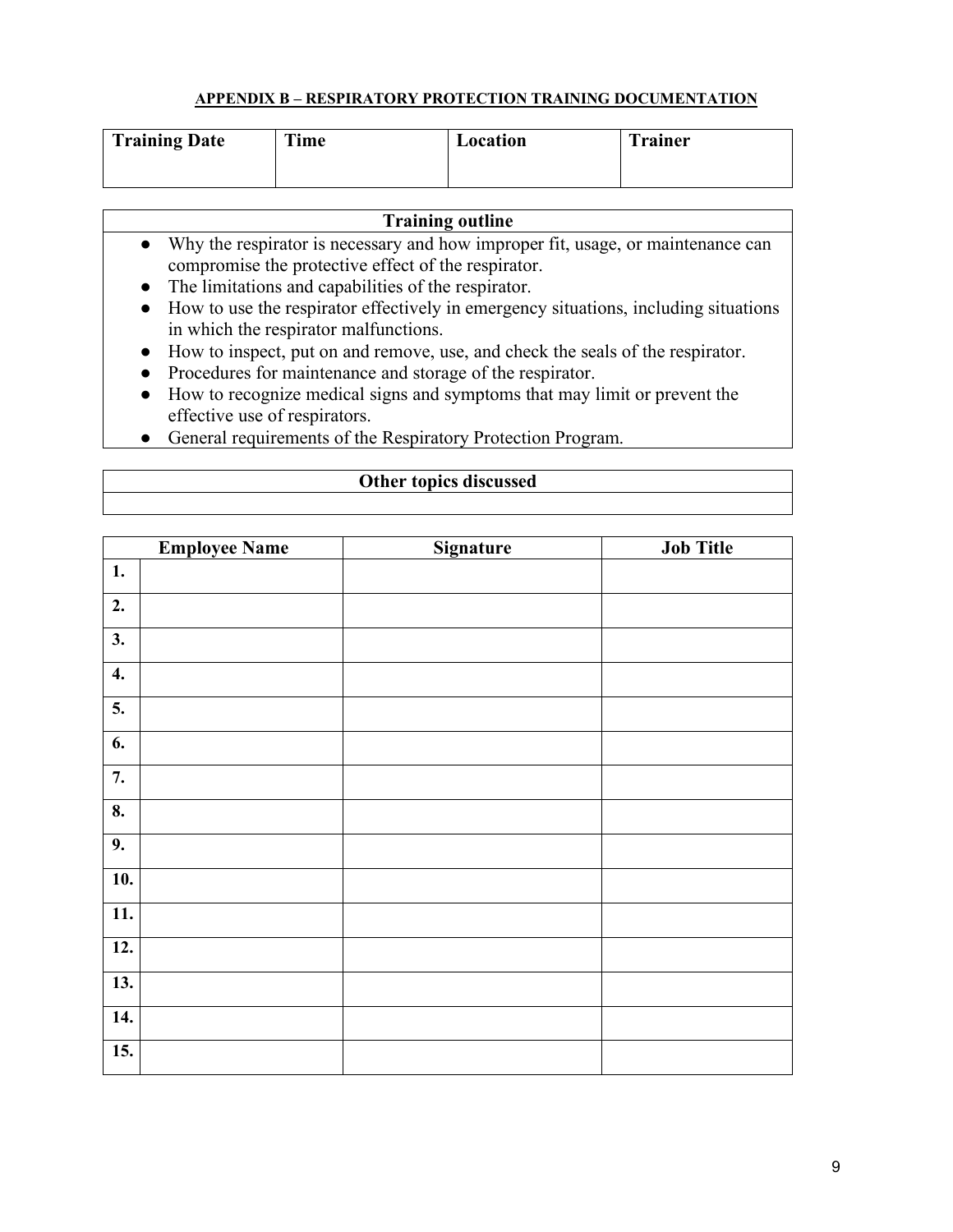**APPENDIX B – RESPIRATORY PROTECTION TRAINING DOCUMENTATION**

| Training Date | Time | Location | Trainer |
| --- | --- | --- | --- |
| | | | |

| Training outline |
| --- |
| ● Why the respirator is necessary and how improper fit, usage, or maintenance can compromise the protective effect of the respirator.<br>● The limitations and capabilities of the respirator.<br>● How to use the respirator effectively in emergency situations, including situations in which the respirator malfunctions.<br>● How to inspect, put on and remove, use, and check the seals of the respirator.<br>● Procedures for maintenance and storage of the respirator.<br>● How to recognize medical signs and symptoms that may limit or prevent the effective use of respirators.<br>● General requirements of the Respiratory Protection Program. |

| Other topics discussed |
| --- |
| |

| Employee Name | | Signature | Job Title |
| --- | --- | --- | --- |
| **1.** | | | |
| **2.** | | | |
| **3.** | | | |
| **4.** | | | |
| **5.** | | | |
| **6.** | | | |
| **7.** | | | |
| **8.** | | | |
| **9.** | | | |
| **10.** | | | |
| **11.** | | | |
| **12.** | | | |
| **13.** | | | |
| **14.** | | | |
| **15.** | | | |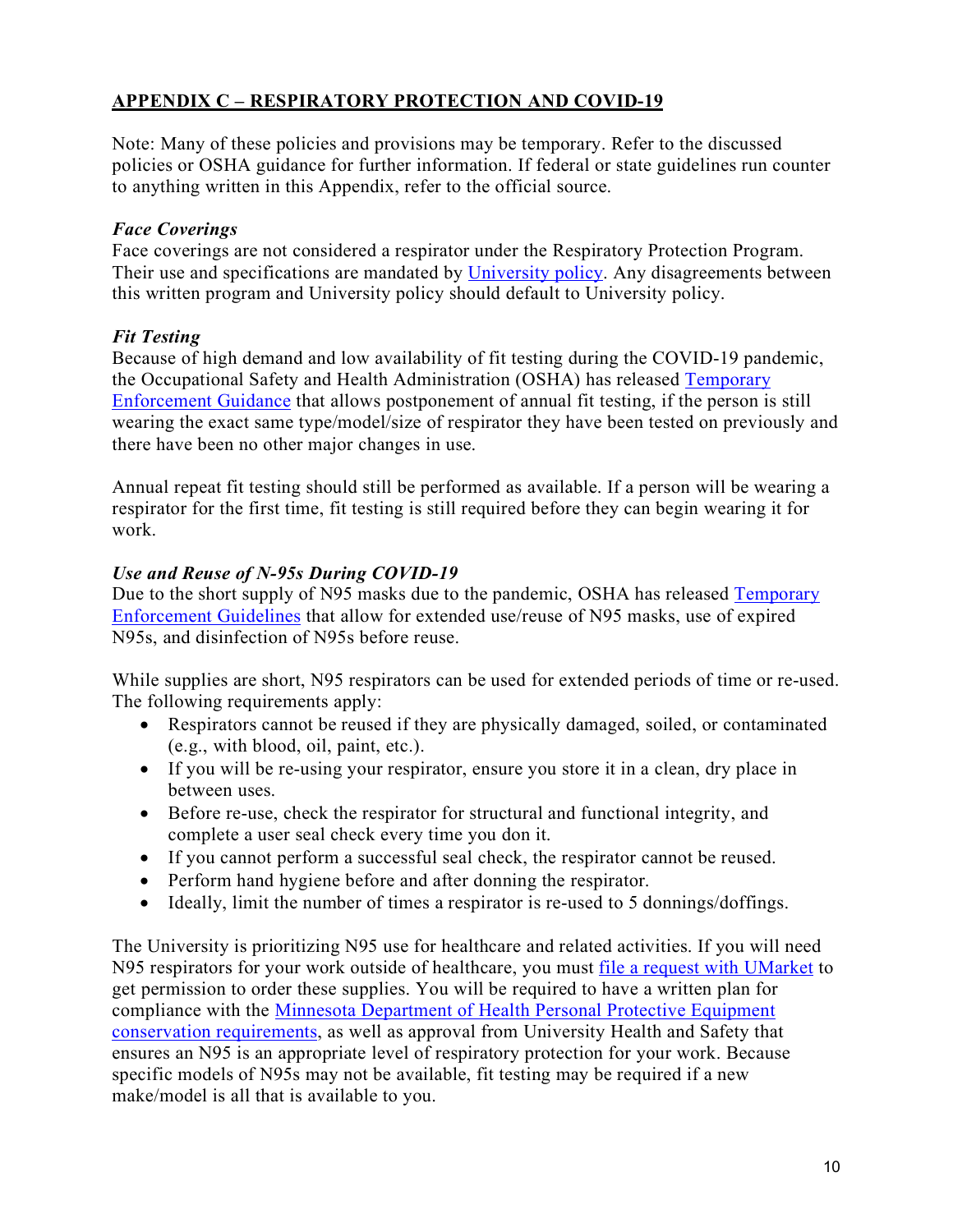## APPENDIX C – RESPIRATORY PROTECTION AND COVID-19

Note: Many of these policies and provisions may be temporary. Refer to the discussed policies or OSHA guidance for further information. If federal or state guidelines run counter to anything written in this Appendix, refer to the official source.

### *Face Coverings*

Face coverings are not considered a respirator under the Respiratory Protection Program. Their use and specifications are mandated by University policy. Any disagreements between this written program and University policy should default to University policy.

### *Fit Testing*

Because of high demand and low availability of fit testing during the COVID-19 pandemic, the Occupational Safety and Health Administration (OSHA) has released Temporary Enforcement Guidance that allows postponement of annual fit testing, if the person is still wearing the exact same type/model/size of respirator they have been tested on previously and there have been no other major changes in use.

Annual repeat fit testing should still be performed as available. If a person will be wearing a respirator for the first time, fit testing is still required before they can begin wearing it for work.

### *Use and Reuse of N-95s During COVID-19*

Due to the short supply of N95 masks due to the pandemic, OSHA has released Temporary Enforcement Guidelines that allow for extended use/reuse of N95 masks, use of expired N95s, and disinfection of N95s before reuse.

While supplies are short, N95 respirators can be used for extended periods of time or re-used. The following requirements apply:

- Respirators cannot be reused if they are physically damaged, soiled, or contaminated (e.g., with blood, oil, paint, etc.).
- If you will be re-using your respirator, ensure you store it in a clean, dry place in between uses.
- Before re-use, check the respirator for structural and functional integrity, and complete a user seal check every time you don it.
- If you cannot perform a successful seal check, the respirator cannot be reused.
- Perform hand hygiene before and after donning the respirator.
- Ideally, limit the number of times a respirator is re-used to 5 donnings/doffings.

The University is prioritizing N95 use for healthcare and related activities. If you will need N95 respirators for your work outside of healthcare, you must file a request with UMarket to get permission to order these supplies. You will be required to have a written plan for compliance with the Minnesota Department of Health Personal Protective Equipment conservation requirements, as well as approval from University Health and Safety that ensures an N95 is an appropriate level of respiratory protection for your work. Because specific models of N95s may not be available, fit testing may be required if a new make/model is all that is available to you.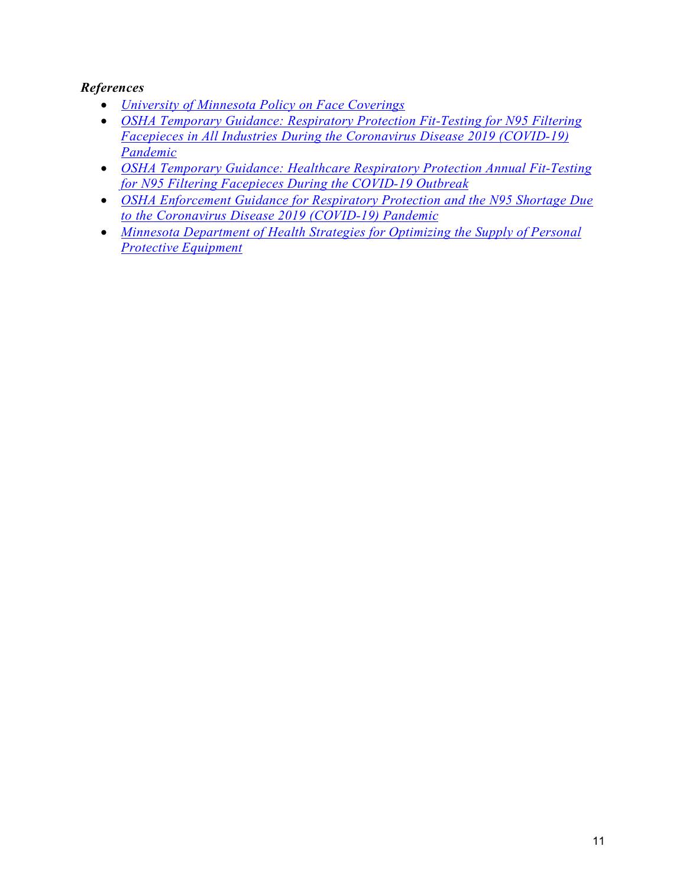***References***

- *University of Minnesota Policy on Face Coverings*
- *OSHA Temporary Guidance: Respiratory Protection Fit-Testing for N95 Filtering Facepieces in All Industries During the Coronavirus Disease 2019 (COVID-19) Pandemic*
- *OSHA Temporary Guidance: Healthcare Respiratory Protection Annual Fit-Testing for N95 Filtering Facepieces During the COVID-19 Outbreak*
- *OSHA Enforcement Guidance for Respiratory Protection and the N95 Shortage Due to the Coronavirus Disease 2019 (COVID-19) Pandemic*
- *Minnesota Department of Health Strategies for Optimizing the Supply of Personal Protective Equipment*